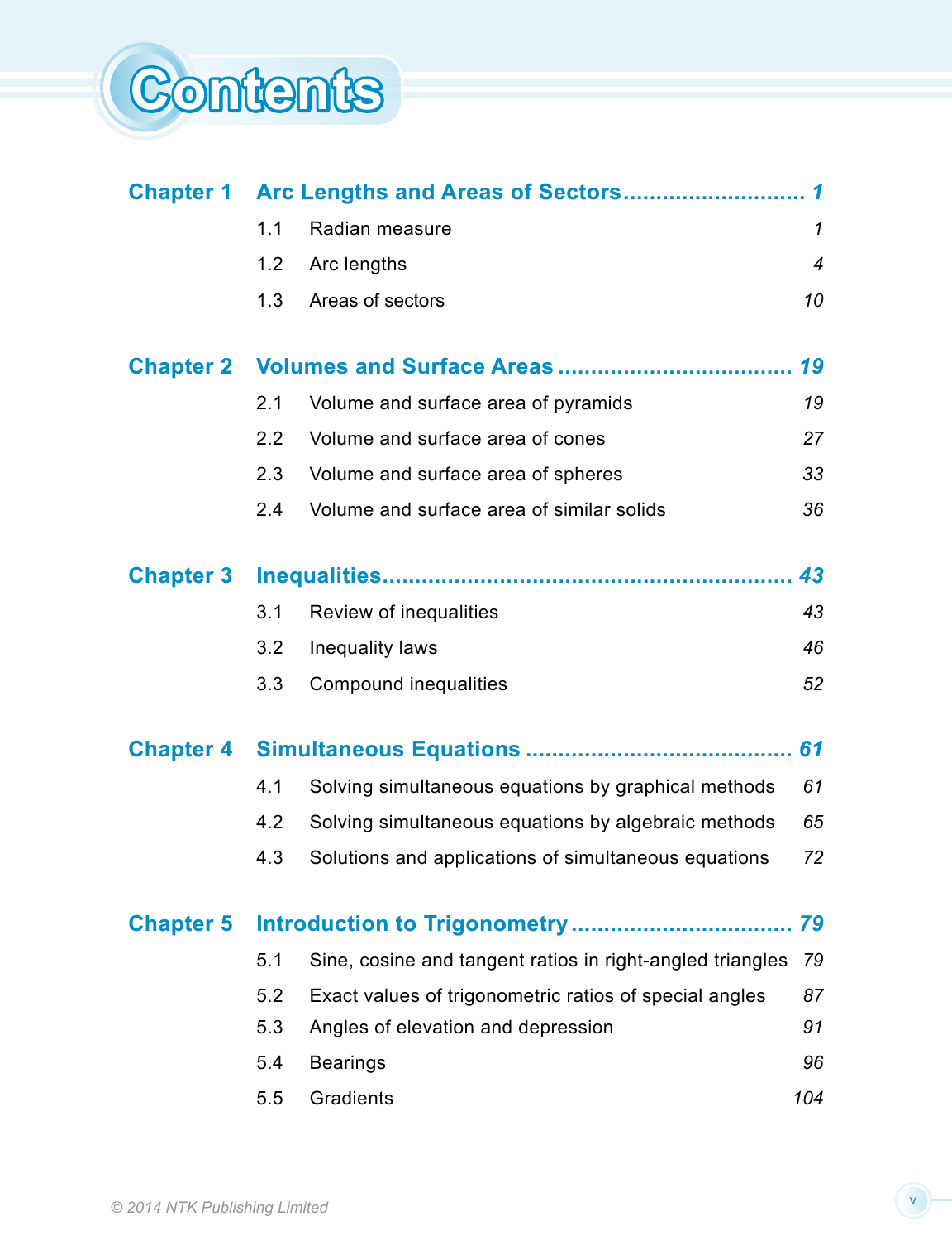# Contents

## Chapter 1 Arc Lengths and Areas of Sectors ........................... 1

| | | |
|---|---|---|
| 1.1 | Radian measure | 1 |
| 1.2 | Arc lengths | 4 |
| 1.3 | Areas of sectors | 10 |

## Chapter 2 Volumes and Surface Areas ................................... 19

| | | |
|---|---|---|
| 2.1 | Volume and surface area of pyramids | 19 |
| 2.2 | Volume and surface area of cones | 27 |
| 2.3 | Volume and surface area of spheres | 33 |
| 2.4 | Volume and surface area of similar solids | 36 |

## Chapter 3 Inequalities.............................................................. 43

| | | |
|---|---|---|
| 3.1 | Review of inequalities | 43 |
| 3.2 | Inequality laws | 46 |
| 3.3 | Compound inequalities | 52 |

## Chapter 4 Simultaneous Equations ........................................ 61

| | | |
|---|---|---|
| 4.1 | Solving simultaneous equations by graphical methods | 61 |
| 4.2 | Solving simultaneous equations by algebraic methods | 65 |
| 4.3 | Solutions and applications of simultaneous equations | 72 |

## Chapter 5 Introduction to Trigonometry ................................. 79

| | | |
|---|---|---|
| 5.1 | Sine, cosine and tangent ratios in right-angled triangles | 79 |
| 5.2 | Exact values of trigonometric ratios of special angles | 87 |
| 5.3 | Angles of elevation and depression | 91 |
| 5.4 | Bearings | 96 |
| 5.5 | Gradients | 104 |

© 2014 NTK Publishing Limited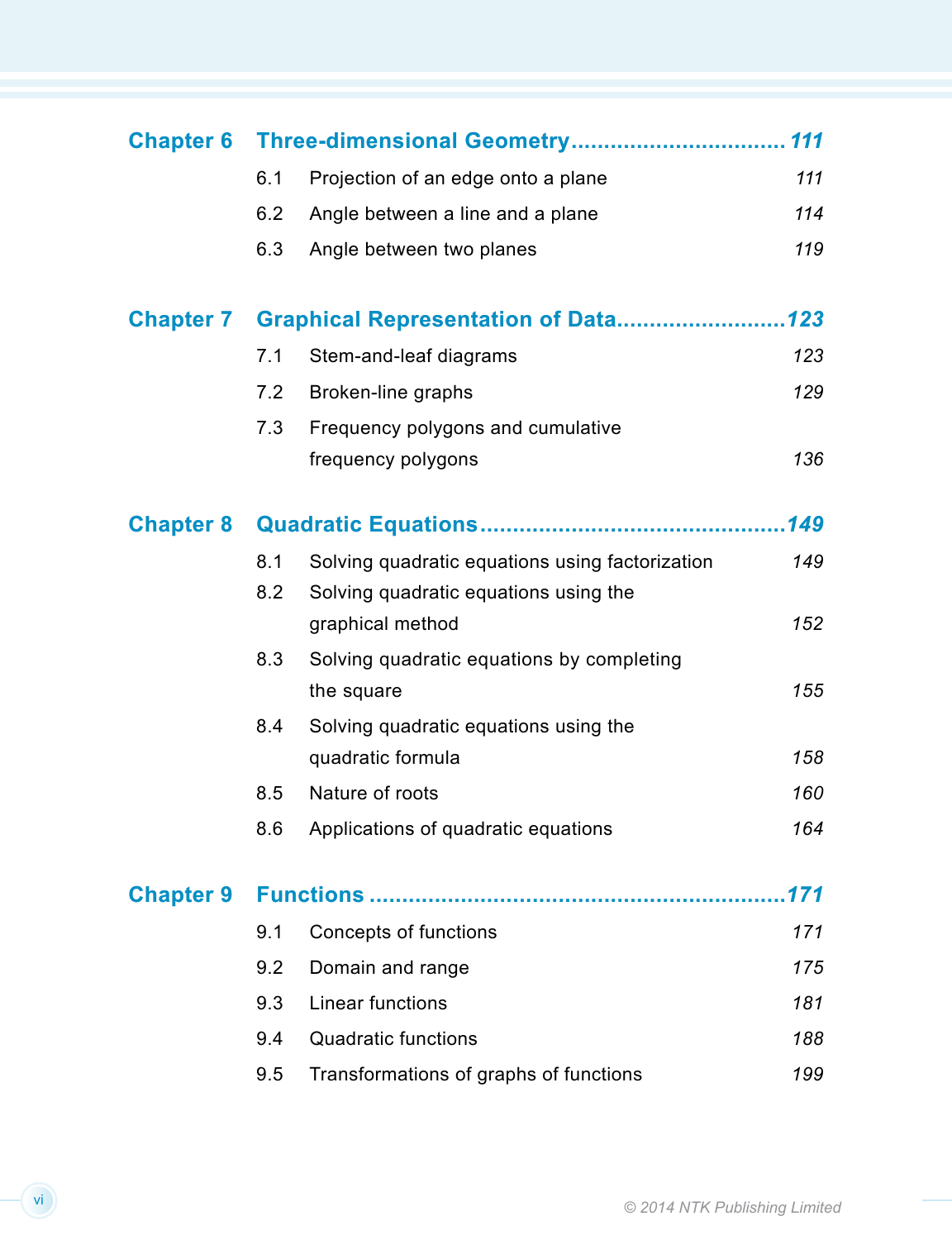## Chapter 6 Three-dimensional Geometry ... 111

| | | |
|---|---|---|
| 6.1 | Projection of an edge onto a plane | 111 |
| 6.2 | Angle between a line and a plane | 114 |
| 6.3 | Angle between two planes | 119 |

## Chapter 7 Graphical Representation of Data ... 123

| | | |
|---|---|---|
| 7.1 | Stem-and-leaf diagrams | 123 |
| 7.2 | Broken-line graphs | 129 |
| 7.3 | Frequency polygons and cumulative frequency polygons | 136 |

## Chapter 8 Quadratic Equations ... 149

| | | |
|---|---|---|
| 8.1 | Solving quadratic equations using factorization | 149 |
| 8.2 | Solving quadratic equations using the graphical method | 152 |
| 8.3 | Solving quadratic equations by completing the square | 155 |
| 8.4 | Solving quadratic equations using the quadratic formula | 158 |
| 8.5 | Nature of roots | 160 |
| 8.6 | Applications of quadratic equations | 164 |

## Chapter 9 Functions ... 171

| | | |
|---|---|---|
| 9.1 | Concepts of functions | 171 |
| 9.2 | Domain and range | 175 |
| 9.3 | Linear functions | 181 |
| 9.4 | Quadratic functions | 188 |
| 9.5 | Transformations of graphs of functions | 199 |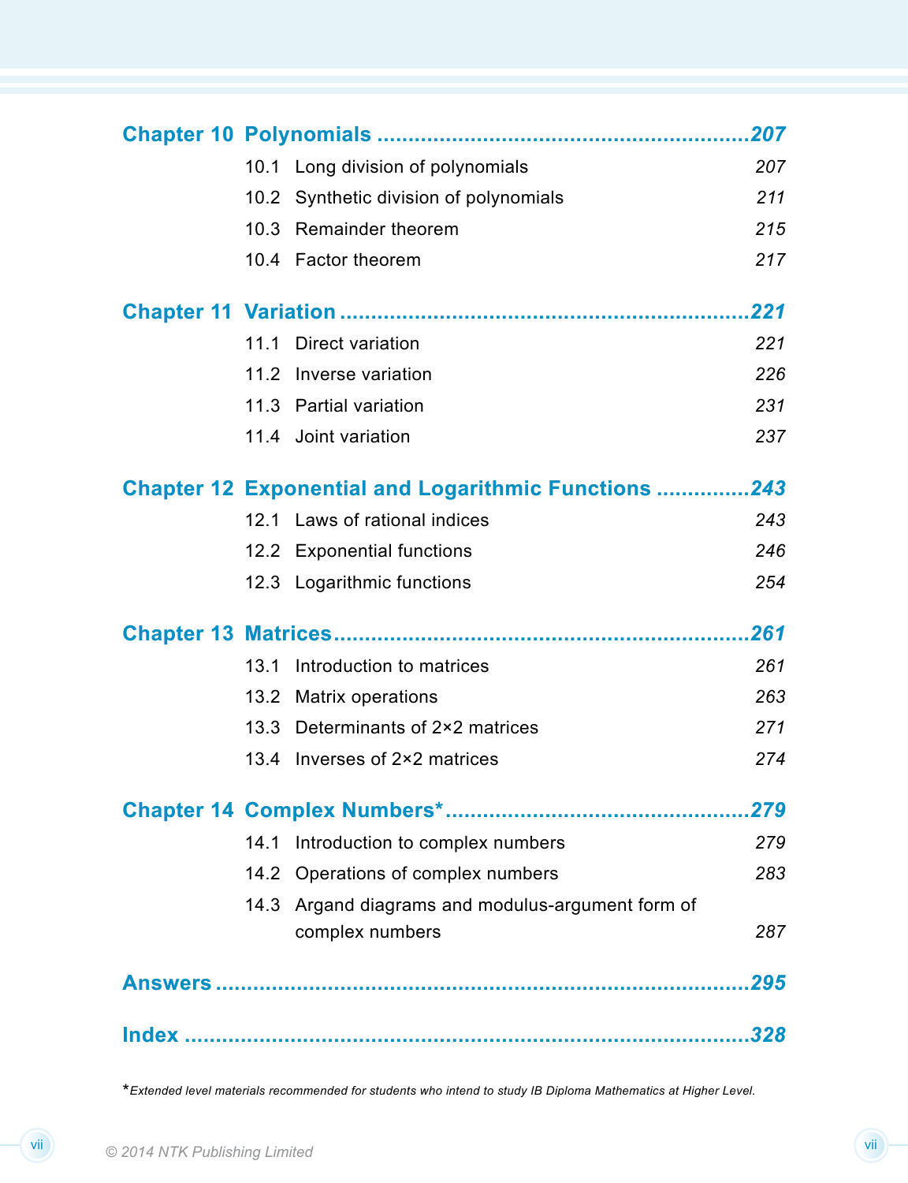## Chapter 10 Polynomials ........................................................ 207

| | | |
|---|---|---|
| 10.1 | Long division of polynomials | 207 |
| 10.2 | Synthetic division of polynomials | 211 |
| 10.3 | Remainder theorem | 215 |
| 10.4 | Factor theorem | 217 |

## Chapter 11 Variation ........................................................ 221

| | | |
|---|---|---|
| 11.1 | Direct variation | 221 |
| 11.2 | Inverse variation | 226 |
| 11.3 | Partial variation | 231 |
| 11.4 | Joint variation | 237 |

## Chapter 12 Exponential and Logarithmic Functions ............... 243

| | | |
|---|---|---|
| 12.1 | Laws of rational indices | 243 |
| 12.2 | Exponential functions | 246 |
| 12.3 | Logarithmic functions | 254 |

## Chapter 13 Matrices ........................................................ 261

| | | |
|---|---|---|
| 13.1 | Introduction to matrices | 261 |
| 13.2 | Matrix operations | 263 |
| 13.3 | Determinants of 2×2 matrices | 271 |
| 13.4 | Inverses of 2×2 matrices | 274 |

## Chapter 14 Complex Numbers* ........................................... 279

| | | |
|---|---|---|
| 14.1 | Introduction to complex numbers | 279 |
| 14.2 | Operations of complex numbers | 283 |
| 14.3 | Argand diagrams and modulus-argument form of complex numbers | 287 |

## Answers ........................................................ 295

## Index ........................................................ 328

**Extended level materials recommended for students who intend to study IB Diploma Mathematics at Higher Level.*

© 2014 NTK Publishing Limited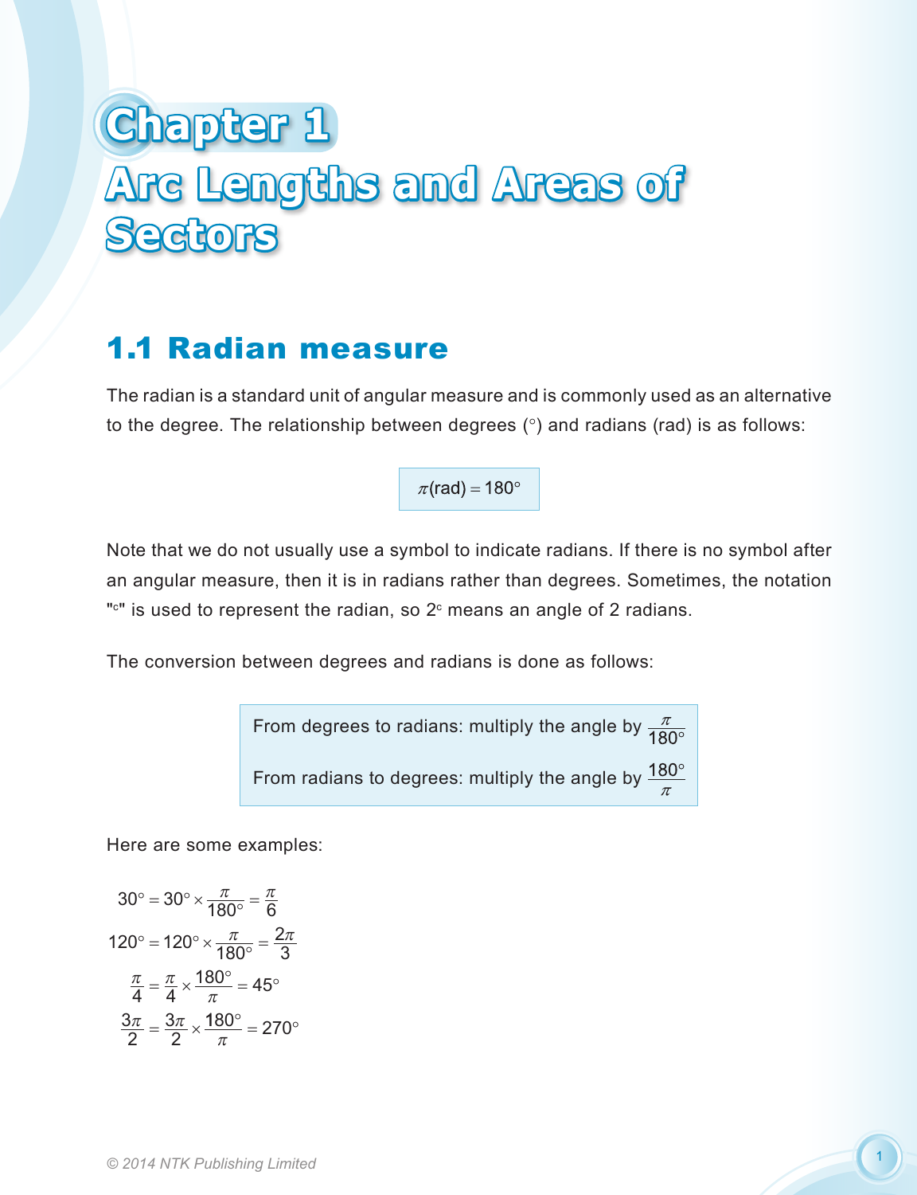# Chapter 1
# Arc Lengths and Areas of Sectors

## 1.1 Radian measure

The radian is a standard unit of angular measure and is commonly used as an alternative to the degree. The relationship between degrees (°) and radians (rad) is as follows:

$$\pi(\text{rad}) = 180^\circ$$

Note that we do not usually use a symbol to indicate radians. If there is no symbol after an angular measure, then it is in radians rather than degrees. Sometimes, the notation "$^c$" is used to represent the radian, so $2^c$ means an angle of 2 radians.

The conversion between degrees and radians is done as follows:

From degrees to radians: multiply the angle by $\dfrac{\pi}{180^\circ}$

From radians to degrees: multiply the angle by $\dfrac{180^\circ}{\pi}$

Here are some examples:

$$30^\circ = 30^\circ \times \frac{\pi}{180^\circ} = \frac{\pi}{6}$$

$$120^\circ = 120^\circ \times \frac{\pi}{180^\circ} = \frac{2\pi}{3}$$

$$\frac{\pi}{4} = \frac{\pi}{4} \times \frac{180^\circ}{\pi} = 45^\circ$$

$$\frac{3\pi}{2} = \frac{3\pi}{2} \times \frac{180^\circ}{\pi} = 270^\circ$$

© 2014 NTK Publishing Limited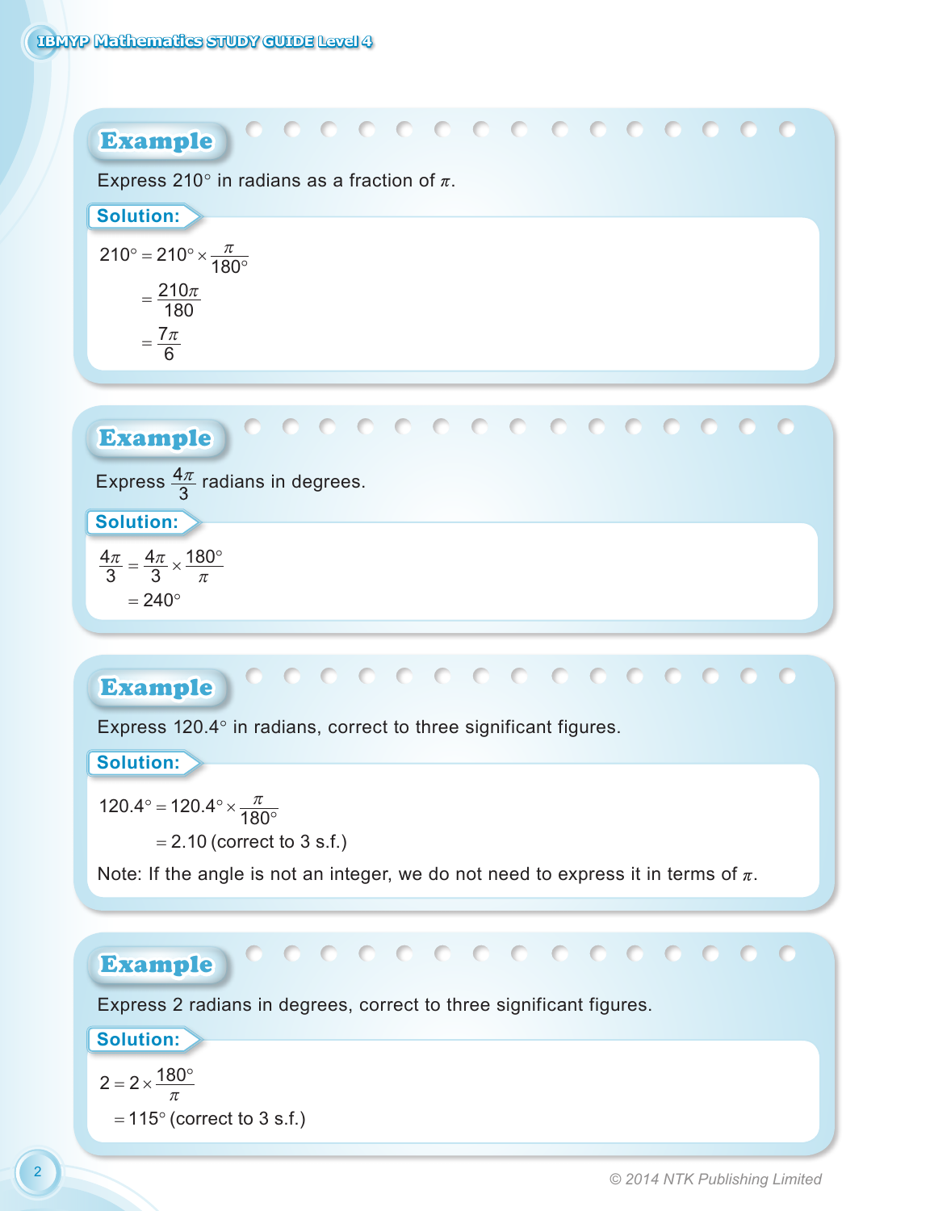### Example

Express $210°$ in radians as a fraction of $\pi$.

**Solution:**

$$210° = 210° \times \frac{\pi}{180°}$$
$$= \frac{210\pi}{180}$$
$$= \frac{7\pi}{6}$$

### Example

Express $\frac{4\pi}{3}$ radians in degrees.

**Solution:**

$$\frac{4\pi}{3} = \frac{4\pi}{3} \times \frac{180°}{\pi}$$
$$= 240°$$

### Example

Express $120.4°$ in radians, correct to three significant figures.

**Solution:**

$$120.4° = 120.4° \times \frac{\pi}{180°}$$
$$= 2.10 \text{ (correct to 3 s.f.)}$$

Note: If the angle is not an integer, we do not need to express it in terms of $\pi$.

### Example

Express 2 radians in degrees, correct to three significant figures.

**Solution:**

$$2 = 2 \times \frac{180°}{\pi}$$
$$= 115° \text{ (correct to 3 s.f.)}$$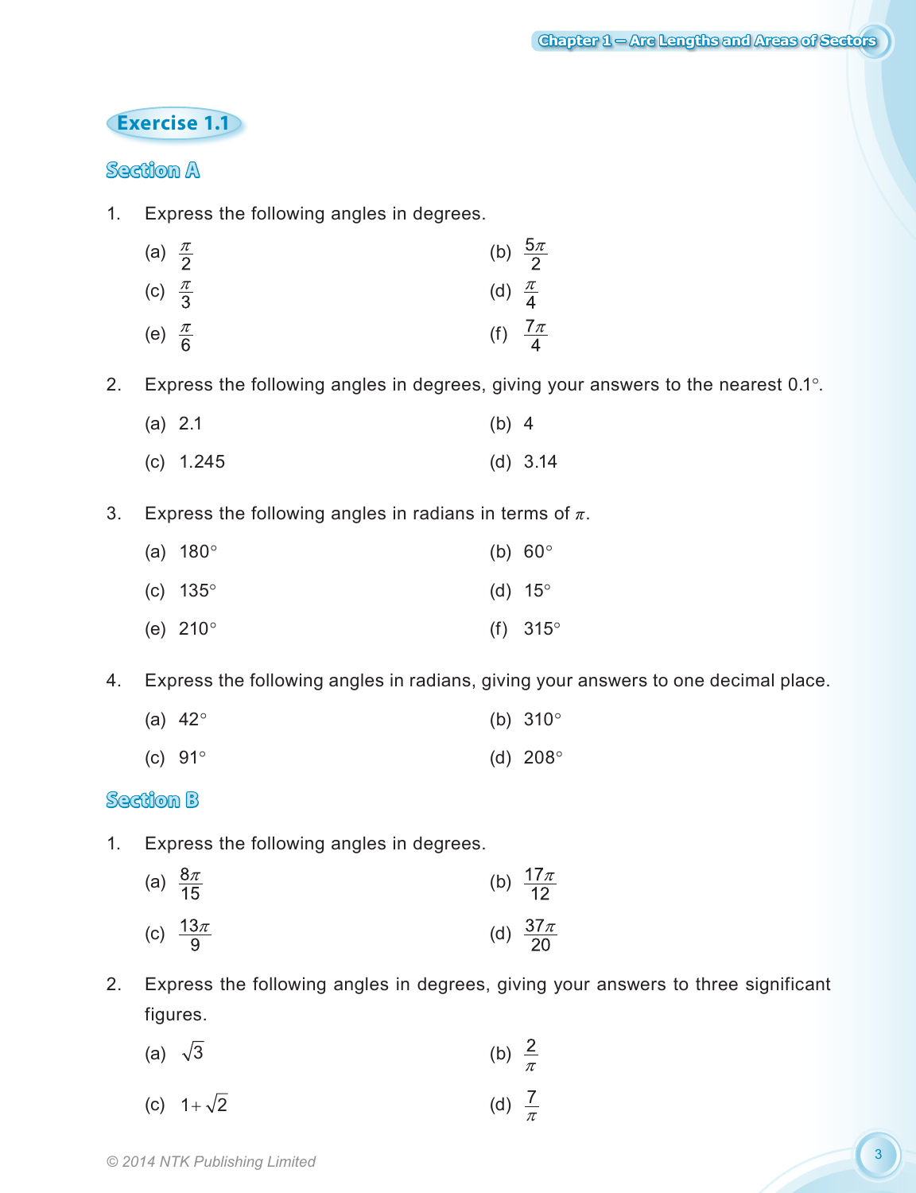## Exercise 1.1

### Section A

1. Express the following angles in degrees.

   (a) $\frac{\pi}{2}$  (b) $\frac{5\pi}{2}$

   (c) $\frac{\pi}{3}$  (d) $\frac{\pi}{4}$

   (e) $\frac{\pi}{6}$  (f) $\frac{7\pi}{4}$

2. Express the following angles in degrees, giving your answers to the nearest 0.1°.

   (a) 2.1  (b) 4

   (c) 1.245  (d) 3.14

3. Express the following angles in radians in terms of $\pi$.

   (a) 180°  (b) 60°

   (c) 135°  (d) 15°

   (e) 210°  (f) 315°

4. Express the following angles in radians, giving your answers to one decimal place.

   (a) 42°  (b) 310°

   (c) 91°  (d) 208°

### Section B

1. Express the following angles in degrees.

   (a) $\frac{8\pi}{15}$  (b) $\frac{17\pi}{12}$

   (c) $\frac{13\pi}{9}$  (d) $\frac{37\pi}{20}$

2. Express the following angles in degrees, giving your answers to three significant figures.

   (a) $\sqrt{3}$  (b) $\frac{2}{\pi}$

   (c) $1+\sqrt{2}$  (d) $\frac{7}{\pi}$

© 2014 NTK Publishing Limited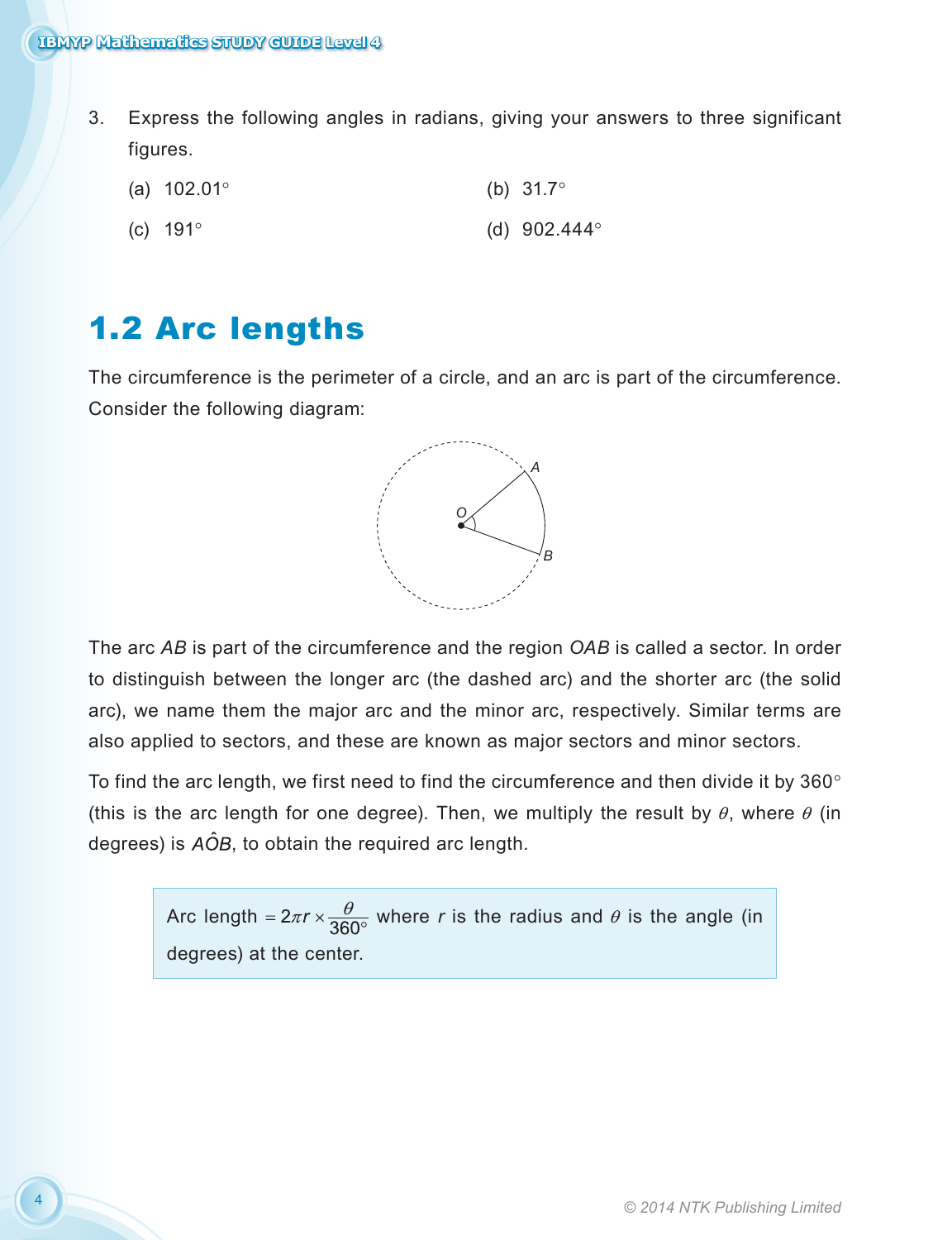3. Express the following angles in radians, giving your answers to three significant figures.

   (a) $102.01°$  (b) $31.7°$

   (c) $191°$  (d) $902.444°$

## 1.2 Arc lengths

The circumference is the perimeter of a circle, and an arc is part of the circumference. Consider the following diagram:

The arc $AB$ is part of the circumference and the region $OAB$ is called a sector. In order to distinguish between the longer arc (the dashed arc) and the shorter arc (the solid arc), we name them the major arc and the minor arc, respectively. Similar terms are also applied to sectors, and these are known as major sectors and minor sectors.

To find the arc length, we first need to find the circumference and then divide it by $360°$ (this is the arc length for one degree). Then, we multiply the result by $\theta$, where $\theta$ (in degrees) is $A\hat{O}B$, to obtain the required arc length.

> Arc length $= 2\pi r \times \dfrac{\theta}{360°}$ where $r$ is the radius and $\theta$ is the angle (in degrees) at the center.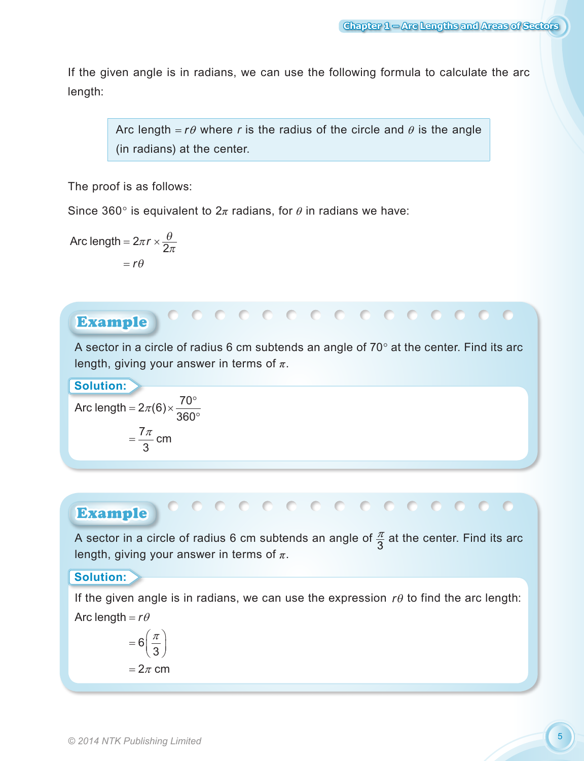If the given angle is in radians, we can use the following formula to calculate the arc length:

> Arc length $= r\theta$ where $r$ is the radius of the circle and $\theta$ is the angle (in radians) at the center.

The proof is as follows:

Since $360°$ is equivalent to $2\pi$ radians, for $\theta$ in radians we have:

$$\begin{aligned}\text{Arc length} &= 2\pi r \times \frac{\theta}{2\pi} \\ &= r\theta\end{aligned}$$

**Example**

A sector in a circle of radius 6 cm subtends an angle of $70°$ at the center. Find its arc length, giving your answer in terms of $\pi$.

**Solution:**

$$\begin{aligned}\text{Arc length} &= 2\pi(6) \times \frac{70°}{360°} \\ &= \frac{7\pi}{3} \text{ cm}\end{aligned}$$

**Example**

A sector in a circle of radius 6 cm subtends an angle of $\frac{\pi}{3}$ at the center. Find its arc length, giving your answer in terms of $\pi$.

**Solution:**

If the given angle is in radians, we can use the expression $r\theta$ to find the arc length:

$$\begin{aligned}\text{Arc length} &= r\theta \\ &= 6\left(\frac{\pi}{3}\right) \\ &= 2\pi \text{ cm}\end{aligned}$$

© 2014 NTK Publishing Limited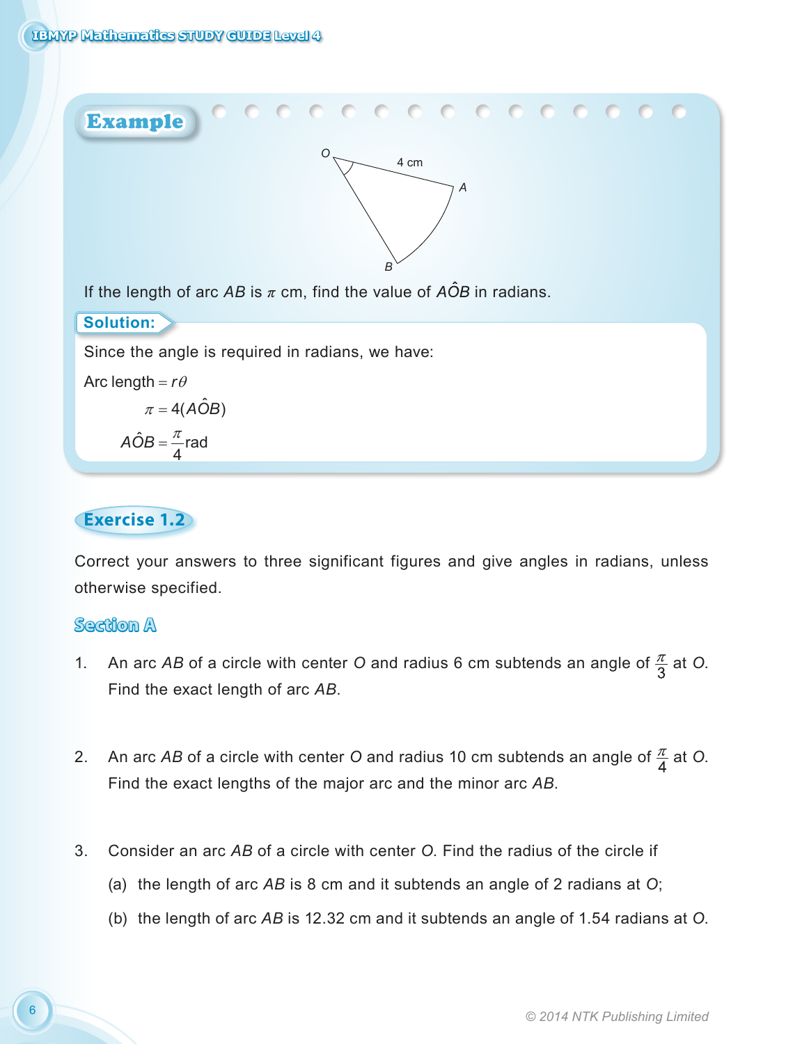## Example

O

4 cm

A

B

If the length of arc $AB$ is $\pi$ cm, find the value of $A\hat{O}B$ in radians.

**Solution:**

Since the angle is required in radians, we have:

$$\text{Arc length} = r\theta$$

$$\pi = 4(A\hat{O}B)$$

$$A\hat{O}B = \frac{\pi}{4}\text{rad}$$

## Exercise 1.2

Correct your answers to three significant figures and give angles in radians, unless otherwise specified.

### Section A

1. An arc $AB$ of a circle with center $O$ and radius 6 cm subtends an angle of $\frac{\pi}{3}$ at $O$. Find the exact length of arc $AB$.

2. An arc $AB$ of a circle with center $O$ and radius 10 cm subtends an angle of $\frac{\pi}{4}$ at $O$. Find the exact lengths of the major arc and the minor arc $AB$.

3. Consider an arc $AB$ of a circle with center $O$. Find the radius of the circle if

   (a) the length of arc $AB$ is 8 cm and it subtends an angle of 2 radians at $O$;

   (b) the length of arc $AB$ is 12.32 cm and it subtends an angle of 1.54 radians at $O$.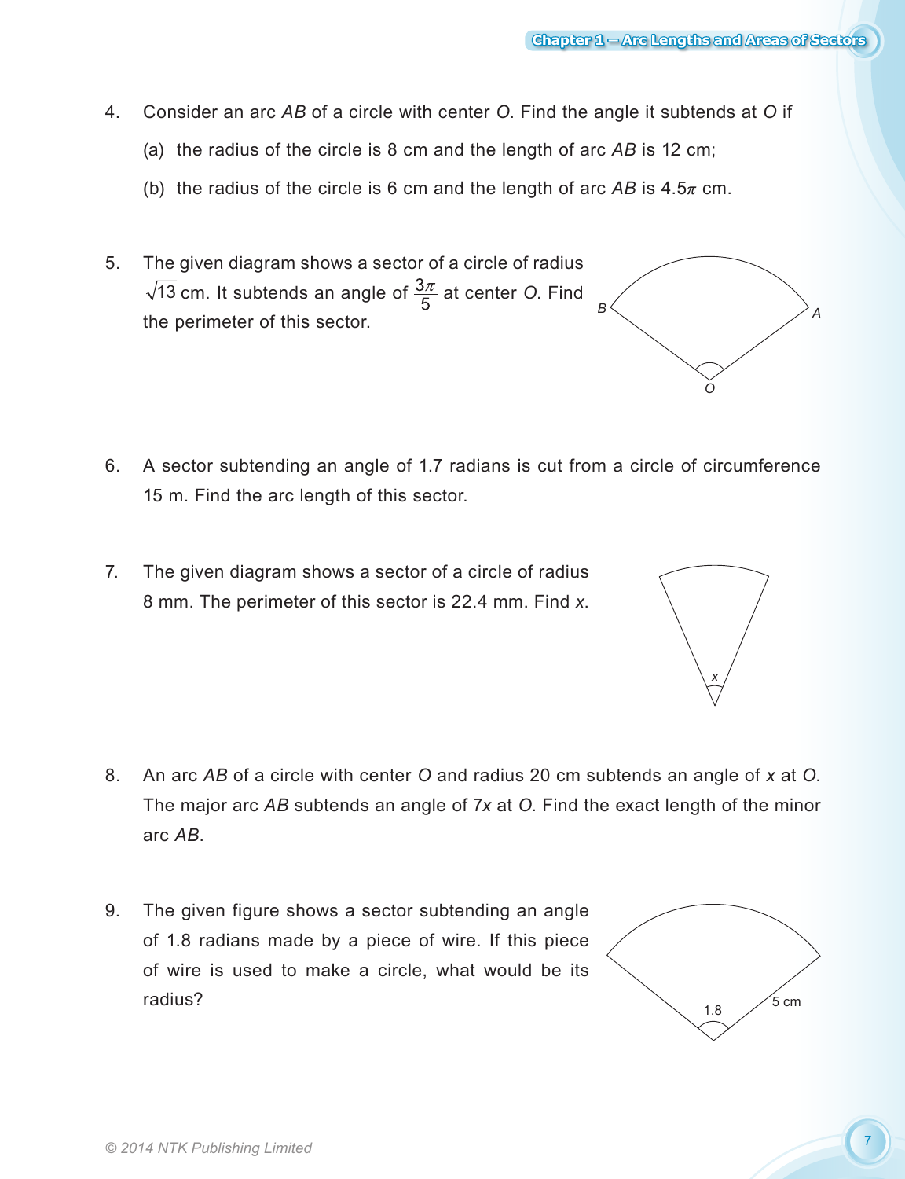4. Consider an arc $AB$ of a circle with center $O$. Find the angle it subtends at $O$ if

   (a) the radius of the circle is 8 cm and the length of arc $AB$ is 12 cm;

   (b) the radius of the circle is 6 cm and the length of arc $AB$ is $4.5\pi$ cm.

5. The given diagram shows a sector of a circle of radius $\sqrt{13}$ cm. It subtends an angle of $\frac{3\pi}{5}$ at center $O$. Find the perimeter of this sector.

B

A

O

6. A sector subtending an angle of 1.7 radians is cut from a circle of circumference 15 m. Find the arc length of this sector.

7. The given diagram shows a sector of a circle of radius 8 mm. The perimeter of this sector is 22.4 mm. Find $x$.

x

8. An arc $AB$ of a circle with center $O$ and radius 20 cm subtends an angle of $x$ at $O$. The major arc $AB$ subtends an angle of $7x$ at $O$. Find the exact length of the minor arc $AB$.

9. The given figure shows a sector subtending an angle of 1.8 radians made by a piece of wire. If this piece of wire is used to make a circle, what would be its radius?

1.8

5 cm